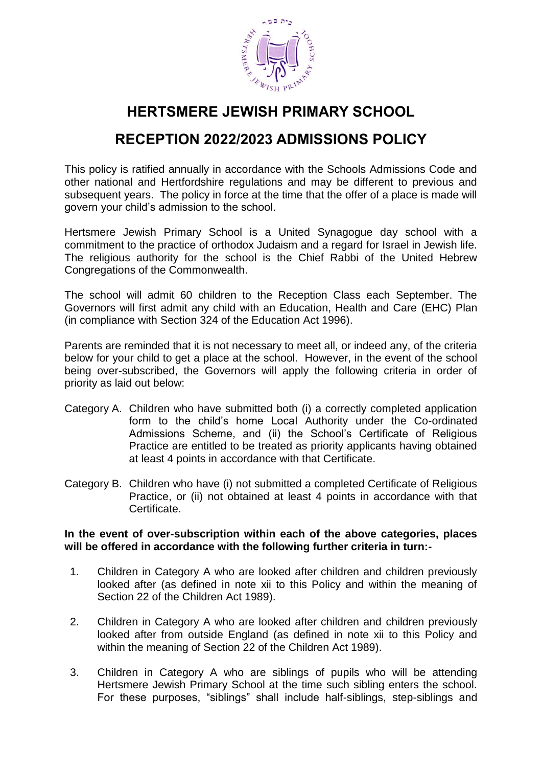# HERTSMERE JEWISH PRIMARY SCHOOL

## RECEPTION 2022/2023 ADMISSIONS POLICY

This policy is ratified annually in accordance with the Schools Admissions Code and other national and Hertfordshire regulations and may be different to previous and subsequent years. The policy in force at the time that the offer of a place is made will govern your child's admission to the school.

Hertsmere Jewish Primary School is a United Synagogue day school with a commitment to the practice of orthodox Judaism and a regard for Israel in Jewish life. The religious authority for the school is the Chief Rabbi of the United Hebrew Congregations of the Commonwealth.

The school will admit 60 children to the Reception Class each September. The Governors will first admit any child with an Education, Health and Care (EHC) Plan (in compliance with Section 324 of the Education Act 1996).

Parents are reminded that it is not necessary to meet all, or indeed any, of the criteria below for your child to get a place at the school. However, in the event of the school being over-subscribed, the Governors will apply the following criteria in order of priority as laid out below:

Category A. Children who have submitted both (i) a correctly completed application form to the child's home Local Authority under the Co-ordinated Admissions Scheme, and (ii) the School's Certificate of Religious Practice are entitled to be treated as priority applicants having obtained at least 4 points in accordance with that Certificate.

Category B. Children who have (i) not submitted a completed Certificate of Religious Practice, or (ii) not obtained at least 4 points in accordance with that Certificate.

**In the event of over-subscription within each of the above categories, places will be offered in accordance with the following further criteria in turn:-**

1. Children in Category A who are looked after children and children previously looked after (as defined in note xii to this Policy and within the meaning of Section 22 of the Children Act 1989).

2. Children in Category A who are looked after children and children previously looked after from outside England (as defined in note xii to this Policy and within the meaning of Section 22 of the Children Act 1989).

3. Children in Category A who are siblings of pupils who will be attending Hertsmere Jewish Primary School at the time such sibling enters the school. For these purposes, "siblings" shall include half-siblings, step-siblings and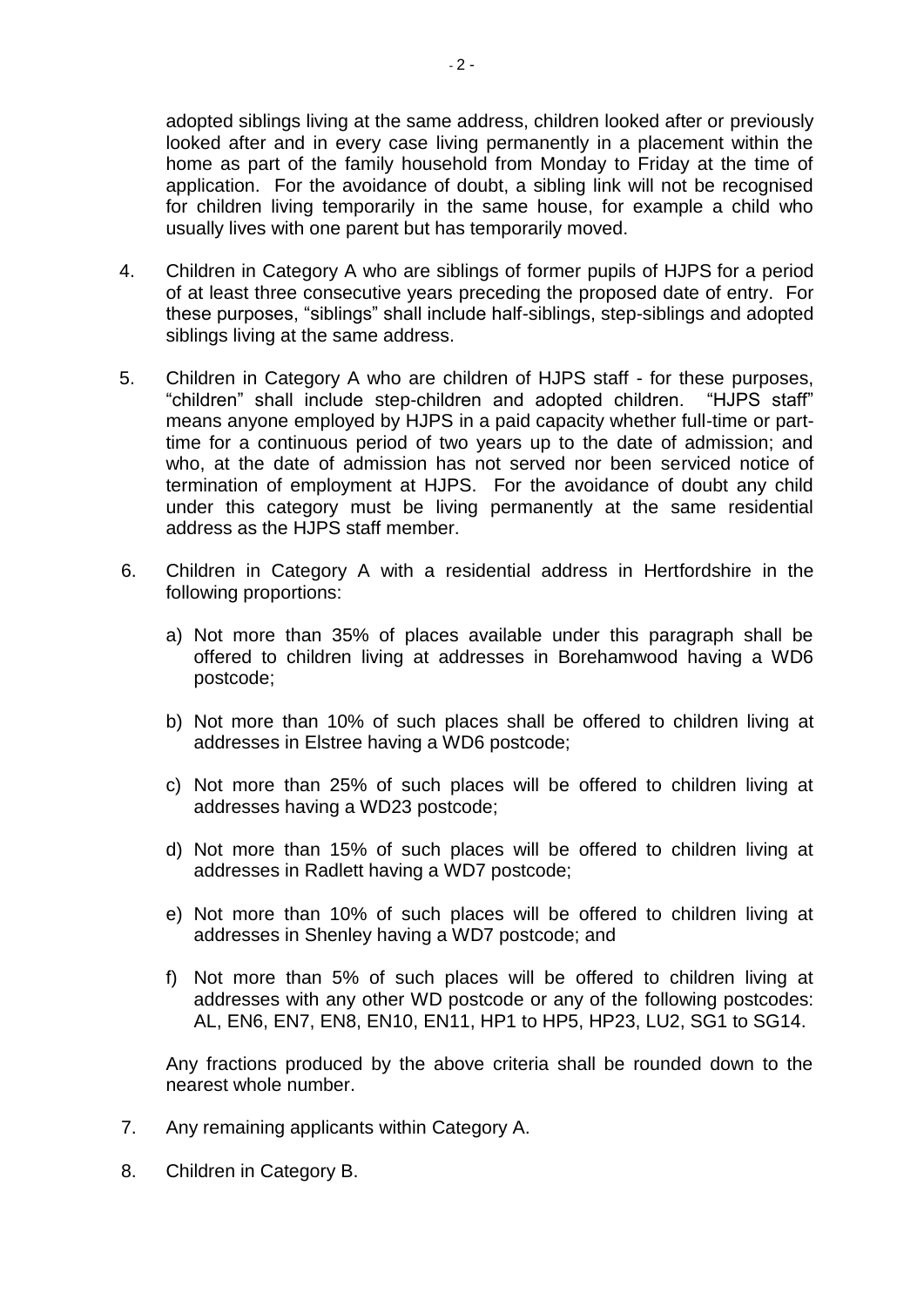adopted siblings living at the same address, children looked after or previously looked after and in every case living permanently in a placement within the home as part of the family household from Monday to Friday at the time of application. For the avoidance of doubt, a sibling link will not be recognised for children living temporarily in the same house, for example a child who usually lives with one parent but has temporarily moved.

4. Children in Category A who are siblings of former pupils of HJPS for a period of at least three consecutive years preceding the proposed date of entry. For these purposes, "siblings" shall include half-siblings, step-siblings and adopted siblings living at the same address.

5. Children in Category A who are children of HJPS staff - for these purposes, "children" shall include step-children and adopted children. "HJPS staff" means anyone employed by HJPS in a paid capacity whether full-time or part-time for a continuous period of two years up to the date of admission; and who, at the date of admission has not served nor been serviced notice of termination of employment at HJPS. For the avoidance of doubt any child under this category must be living permanently at the same residential address as the HJPS staff member.

6. Children in Category A with a residential address in Hertfordshire in the following proportions:

   a) Not more than 35% of places available under this paragraph shall be offered to children living at addresses in Borehamwood having a WD6 postcode;

   b) Not more than 10% of such places shall be offered to children living at addresses in Elstree having a WD6 postcode;

   c) Not more than 25% of such places will be offered to children living at addresses having a WD23 postcode;

   d) Not more than 15% of such places will be offered to children living at addresses in Radlett having a WD7 postcode;

   e) Not more than 10% of such places will be offered to children living at addresses in Shenley having a WD7 postcode; and

   f) Not more than 5% of such places will be offered to children living at addresses with any other WD postcode or any of the following postcodes: AL, EN6, EN7, EN8, EN10, EN11, HP1 to HP5, HP23, LU2, SG1 to SG14.

   Any fractions produced by the above criteria shall be rounded down to the nearest whole number.

7. Any remaining applicants within Category A.

8. Children in Category B.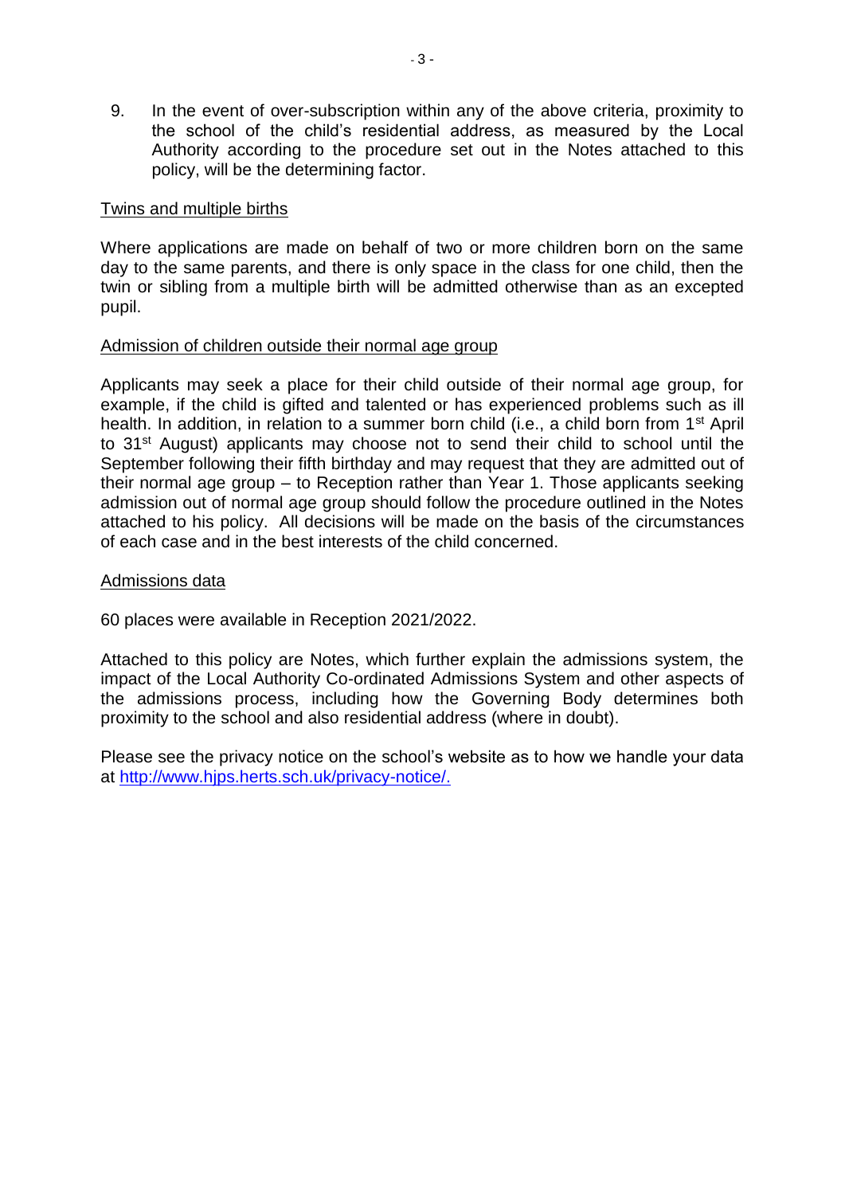9. In the event of over-subscription within any of the above criteria, proximity to the school of the child's residential address, as measured by the Local Authority according to the procedure set out in the Notes attached to this policy, will be the determining factor.

<u>Twins and multiple births</u>

Where applications are made on behalf of two or more children born on the same day to the same parents, and there is only space in the class for one child, then the twin or sibling from a multiple birth will be admitted otherwise than as an excepted pupil.

<u>Admission of children outside their normal age group</u>

Applicants may seek a place for their child outside of their normal age group, for example, if the child is gifted and talented or has experienced problems such as ill health. In addition, in relation to a summer born child (i.e., a child born from 1st April to 31st August) applicants may choose not to send their child to school until the September following their fifth birthday and may request that they are admitted out of their normal age group – to Reception rather than Year 1. Those applicants seeking admission out of normal age group should follow the procedure outlined in the Notes attached to his policy. All decisions will be made on the basis of the circumstances of each case and in the best interests of the child concerned.

<u>Admissions data</u>

60 places were available in Reception 2021/2022.

Attached to this policy are Notes, which further explain the admissions system, the impact of the Local Authority Co-ordinated Admissions System and other aspects of the admissions process, including how the Governing Body determines both proximity to the school and also residential address (where in doubt).

Please see the privacy notice on the school's website as to how we handle your data at [http://www.hjps.herts.sch.uk/privacy-notice/.](http://www.hjps.herts.sch.uk/privacy-notice/)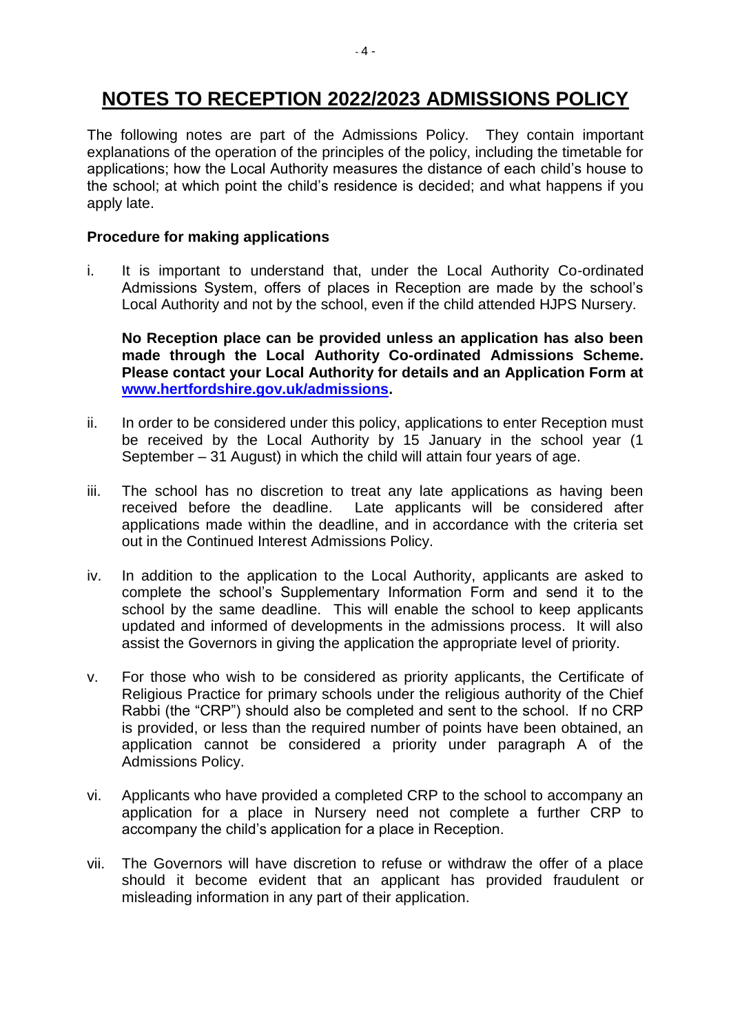# NOTES TO RECEPTION 2022/2023 ADMISSIONS POLICY

The following notes are part of the Admissions Policy. They contain important explanations of the operation of the principles of the policy, including the timetable for applications; how the Local Authority measures the distance of each child's house to the school; at which point the child's residence is decided; and what happens if you apply late.

**Procedure for making applications**

i. It is important to understand that, under the Local Authority Co-ordinated Admissions System, offers of places in Reception are made by the school's Local Authority and not by the school, even if the child attended HJPS Nursery.

   **No Reception place can be provided unless an application has also been made through the Local Authority Co-ordinated Admissions Scheme. Please contact your Local Authority for details and an Application Form at [www.hertfordshire.gov.uk/admissions](http://www.hertfordshire.gov.uk/admissions).**

ii. In order to be considered under this policy, applications to enter Reception must be received by the Local Authority by 15 January in the school year (1 September – 31 August) in which the child will attain four years of age.

iii. The school has no discretion to treat any late applications as having been received before the deadline. Late applicants will be considered after applications made within the deadline, and in accordance with the criteria set out in the Continued Interest Admissions Policy.

iv. In addition to the application to the Local Authority, applicants are asked to complete the school's Supplementary Information Form and send it to the school by the same deadline. This will enable the school to keep applicants updated and informed of developments in the admissions process. It will also assist the Governors in giving the application the appropriate level of priority.

v. For those who wish to be considered as priority applicants, the Certificate of Religious Practice for primary schools under the religious authority of the Chief Rabbi (the "CRP") should also be completed and sent to the school. If no CRP is provided, or less than the required number of points have been obtained, an application cannot be considered a priority under paragraph A of the Admissions Policy.

vi. Applicants who have provided a completed CRP to the school to accompany an application for a place in Nursery need not complete a further CRP to accompany the child's application for a place in Reception.

vii. The Governors will have discretion to refuse or withdraw the offer of a place should it become evident that an applicant has provided fraudulent or misleading information in any part of their application.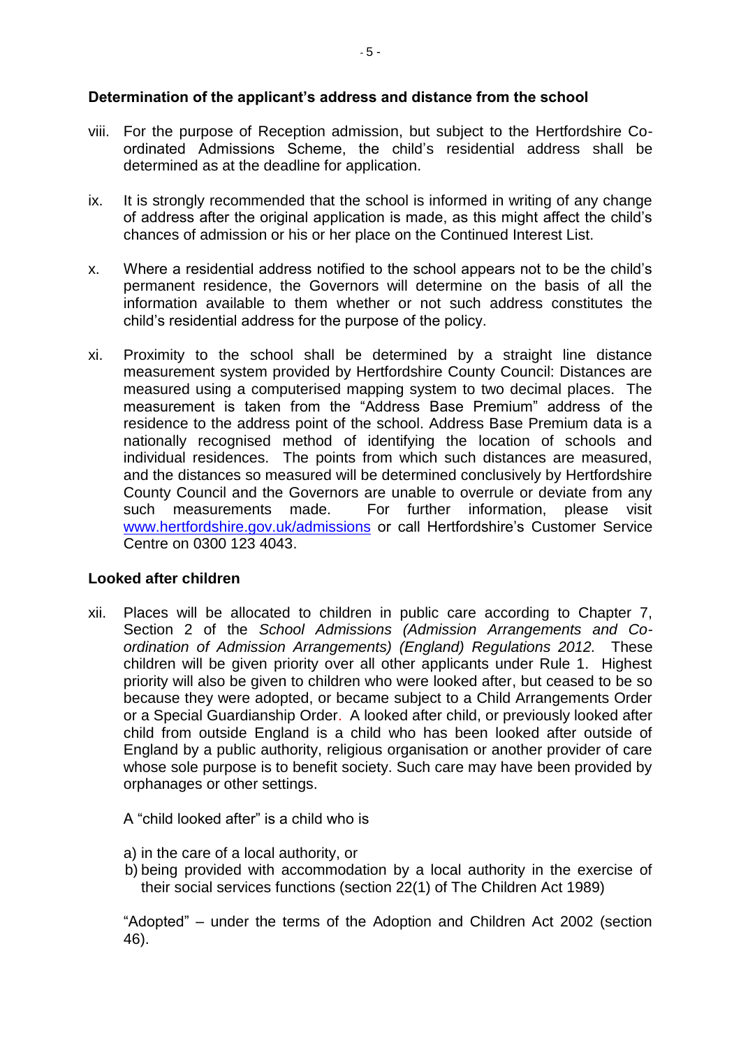**Determination of the applicant's address and distance from the school**

viii. For the purpose of Reception admission, but subject to the Hertfordshire Co-ordinated Admissions Scheme, the child's residential address shall be determined as at the deadline for application.

ix. It is strongly recommended that the school is informed in writing of any change of address after the original application is made, as this might affect the child's chances of admission or his or her place on the Continued Interest List.

x. Where a residential address notified to the school appears not to be the child's permanent residence, the Governors will determine on the basis of all the information available to them whether or not such address constitutes the child's residential address for the purpose of the policy.

xi. Proximity to the school shall be determined by a straight line distance measurement system provided by Hertfordshire County Council: Distances are measured using a computerised mapping system to two decimal places. The measurement is taken from the "Address Base Premium" address of the residence to the address point of the school. Address Base Premium data is a nationally recognised method of identifying the location of schools and individual residences. The points from which such distances are measured, and the distances so measured will be determined conclusively by Hertfordshire County Council and the Governors are unable to overrule or deviate from any such measurements made. For further information, please visit [www.hertfordshire.gov.uk/admissions](http://www.hertfordshire.gov.uk/admissions) or call Hertfordshire's Customer Service Centre on 0300 123 4043.

**Looked after children**

xii. Places will be allocated to children in public care according to Chapter 7, Section 2 of the *School Admissions (Admission Arrangements and Co-ordination of Admission Arrangements) (England) Regulations 2012.* These children will be given priority over all other applicants under Rule 1. Highest priority will also be given to children who were looked after, but ceased to be so because they were adopted, or became subject to a Child Arrangements Order or a Special Guardianship Order. A looked after child, or previously looked after child from outside England is a child who has been looked after outside of England by a public authority, religious organisation or another provider of care whose sole purpose is to benefit society. Such care may have been provided by orphanages or other settings.

A "child looked after" is a child who is

a) in the care of a local authority, or
b) being provided with accommodation by a local authority in the exercise of their social services functions (section 22(1) of The Children Act 1989)

"Adopted" – under the terms of the Adoption and Children Act 2002 (section 46).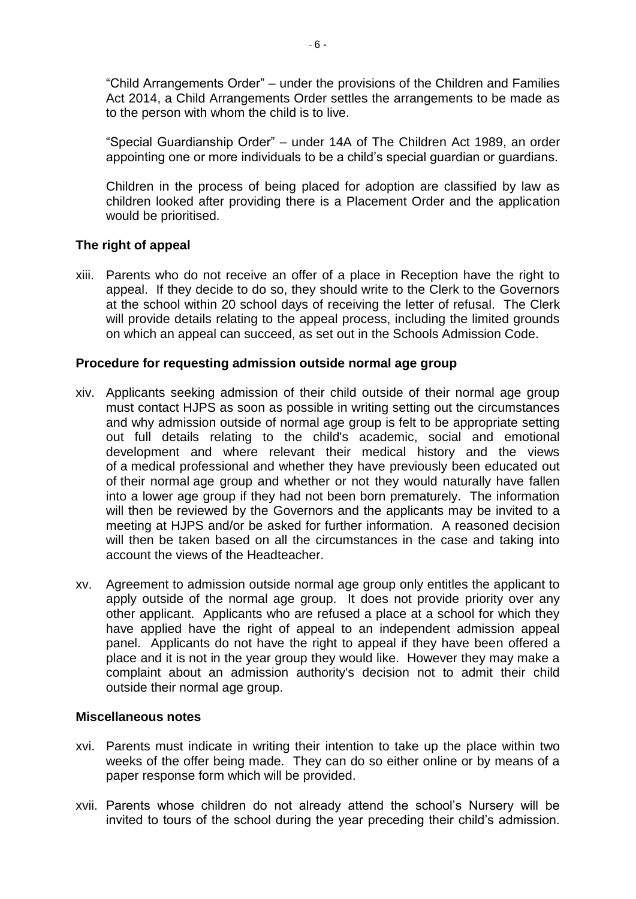"Child Arrangements Order" – under the provisions of the Children and Families Act 2014, a Child Arrangements Order settles the arrangements to be made as to the person with whom the child is to live.

"Special Guardianship Order" – under 14A of The Children Act 1989, an order appointing one or more individuals to be a child's special guardian or guardians.

Children in the process of being placed for adoption are classified by law as children looked after providing there is a Placement Order and the application would be prioritised.

**The right of appeal**

xiii. Parents who do not receive an offer of a place in Reception have the right to appeal. If they decide to do so, they should write to the Clerk to the Governors at the school within 20 school days of receiving the letter of refusal. The Clerk will provide details relating to the appeal process, including the limited grounds on which an appeal can succeed, as set out in the Schools Admission Code.

**Procedure for requesting admission outside normal age group**

xiv. Applicants seeking admission of their child outside of their normal age group must contact HJPS as soon as possible in writing setting out the circumstances and why admission outside of normal age group is felt to be appropriate setting out full details relating to the child's academic, social and emotional development and where relevant their medical history and the views of a medical professional and whether they have previously been educated out of their normal age group and whether or not they would naturally have fallen into a lower age group if they had not been born prematurely. The information will then be reviewed by the Governors and the applicants may be invited to a meeting at HJPS and/or be asked for further information. A reasoned decision will then be taken based on all the circumstances in the case and taking into account the views of the Headteacher.

xv. Agreement to admission outside normal age group only entitles the applicant to apply outside of the normal age group. It does not provide priority over any other applicant. Applicants who are refused a place at a school for which they have applied have the right of appeal to an independent admission appeal panel. Applicants do not have the right to appeal if they have been offered a place and it is not in the year group they would like. However they may make a complaint about an admission authority's decision not to admit their child outside their normal age group.

**Miscellaneous notes**

xvi. Parents must indicate in writing their intention to take up the place within two weeks of the offer being made. They can do so either online or by means of a paper response form which will be provided.

xvii. Parents whose children do not already attend the school's Nursery will be invited to tours of the school during the year preceding their child's admission.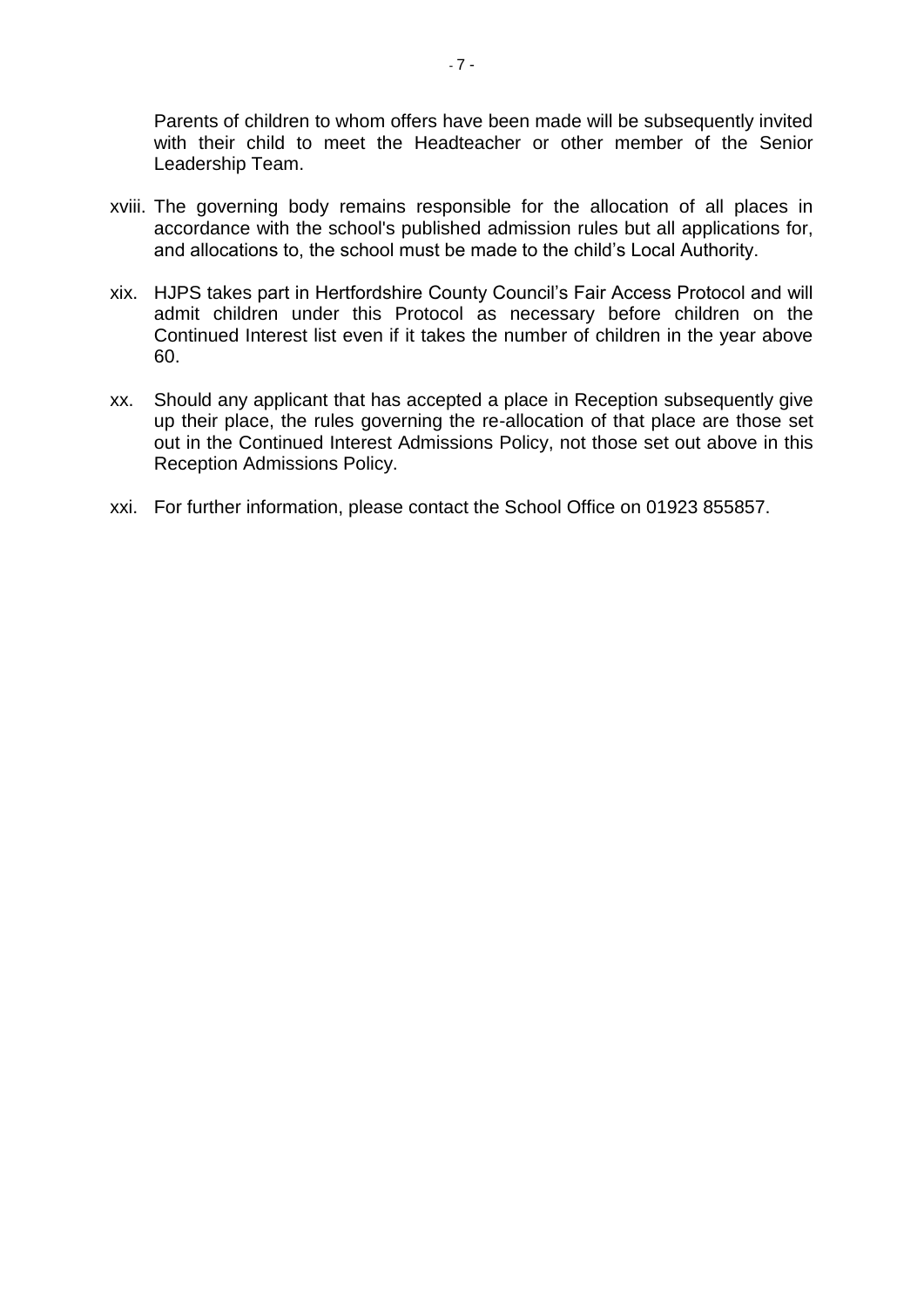Parents of children to whom offers have been made will be subsequently invited with their child to meet the Headteacher or other member of the Senior Leadership Team.

xviii. The governing body remains responsible for the allocation of all places in accordance with the school's published admission rules but all applications for, and allocations to, the school must be made to the child's Local Authority.

xix. HJPS takes part in Hertfordshire County Council's Fair Access Protocol and will admit children under this Protocol as necessary before children on the Continued Interest list even if it takes the number of children in the year above 60.

xx. Should any applicant that has accepted a place in Reception subsequently give up their place, the rules governing the re-allocation of that place are those set out in the Continued Interest Admissions Policy, not those set out above in this Reception Admissions Policy.

xxi. For further information, please contact the School Office on 01923 855857.